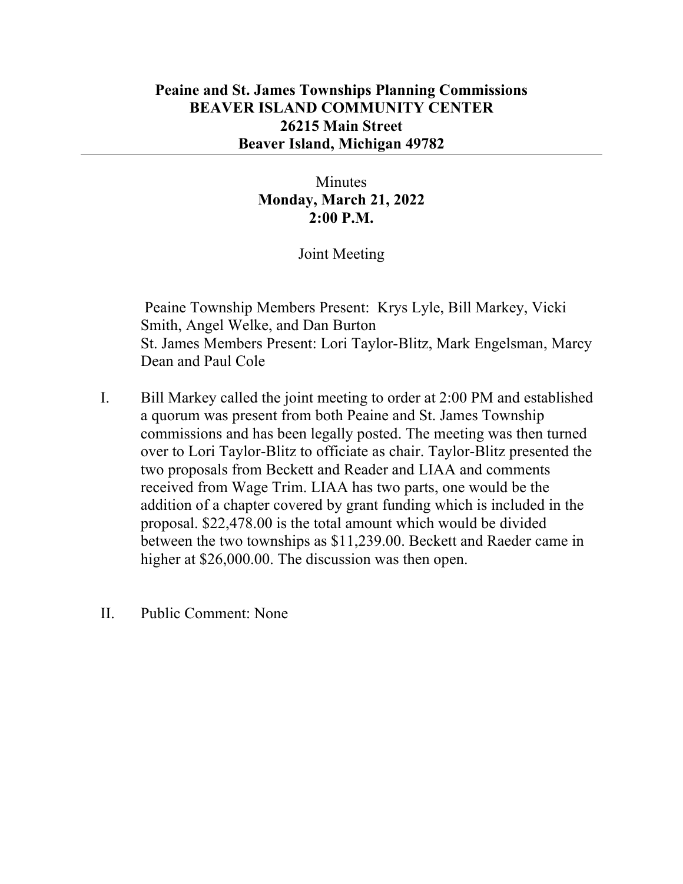**Peaine and St. James Townships Planning Commissions**
**BEAVER ISLAND COMMUNITY CENTER**
**26215 Main Street**
**Beaver Island, Michigan 49782**

---

Minutes
**Monday, March 21, 2022**
**2:00 P.M.**

Joint Meeting

Peaine Township Members Present: Krys Lyle, Bill Markey, Vicki Smith, Angel Welke, and Dan Burton
St. James Members Present: Lori Taylor-Blitz, Mark Engelsman, Marcy Dean and Paul Cole

I. Bill Markey called the joint meeting to order at 2:00 PM and established a quorum was present from both Peaine and St. James Township commissions and has been legally posted. The meeting was then turned over to Lori Taylor-Blitz to officiate as chair. Taylor-Blitz presented the two proposals from Beckett and Reader and LIAA and comments received from Wage Trim. LIAA has two parts, one would be the addition of a chapter covered by grant funding which is included in the proposal. $22,478.00 is the total amount which would be divided between the two townships as $11,239.00. Beckett and Raeder came in higher at $26,000.00. The discussion was then open.

II. Public Comment: None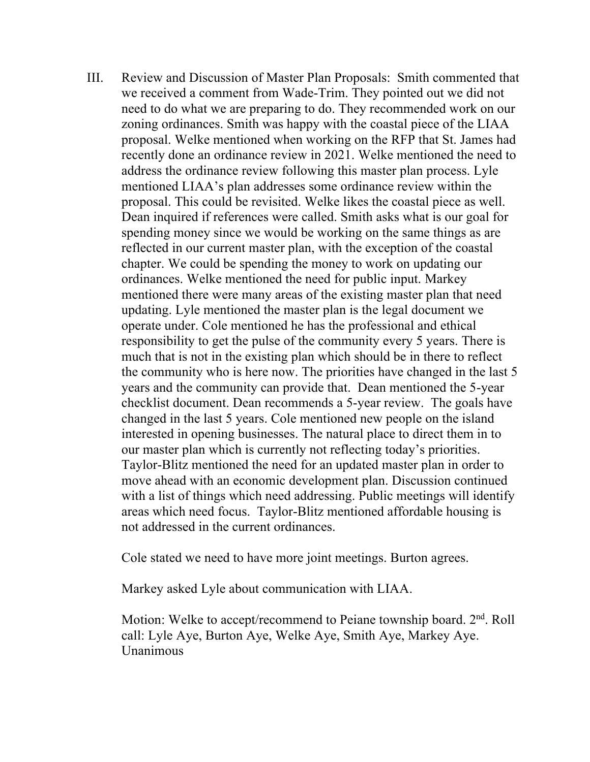III. Review and Discussion of Master Plan Proposals: Smith commented that we received a comment from Wade-Trim. They pointed out we did not need to do what we are preparing to do. They recommended work on our zoning ordinances. Smith was happy with the coastal piece of the LIAA proposal. Welke mentioned when working on the RFP that St. James had recently done an ordinance review in 2021. Welke mentioned the need to address the ordinance review following this master plan process. Lyle mentioned LIAA's plan addresses some ordinance review within the proposal. This could be revisited. Welke likes the coastal piece as well. Dean inquired if references were called. Smith asks what is our goal for spending money since we would be working on the same things as are reflected in our current master plan, with the exception of the coastal chapter. We could be spending the money to work on updating our ordinances. Welke mentioned the need for public input. Markey mentioned there were many areas of the existing master plan that need updating. Lyle mentioned the master plan is the legal document we operate under. Cole mentioned he has the professional and ethical responsibility to get the pulse of the community every 5 years. There is much that is not in the existing plan which should be in there to reflect the community who is here now. The priorities have changed in the last 5 years and the community can provide that. Dean mentioned the 5-year checklist document. Dean recommends a 5-year review. The goals have changed in the last 5 years. Cole mentioned new people on the island interested in opening businesses. The natural place to direct them in to our master plan which is currently not reflecting today's priorities. Taylor-Blitz mentioned the need for an updated master plan in order to move ahead with an economic development plan. Discussion continued with a list of things which need addressing. Public meetings will identify areas which need focus. Taylor-Blitz mentioned affordable housing is not addressed in the current ordinances.

Cole stated we need to have more joint meetings. Burton agrees.

Markey asked Lyle about communication with LIAA.

Motion: Welke to accept/recommend to Peiane township board. 2nd. Roll call: Lyle Aye, Burton Aye, Welke Aye, Smith Aye, Markey Aye. Unanimous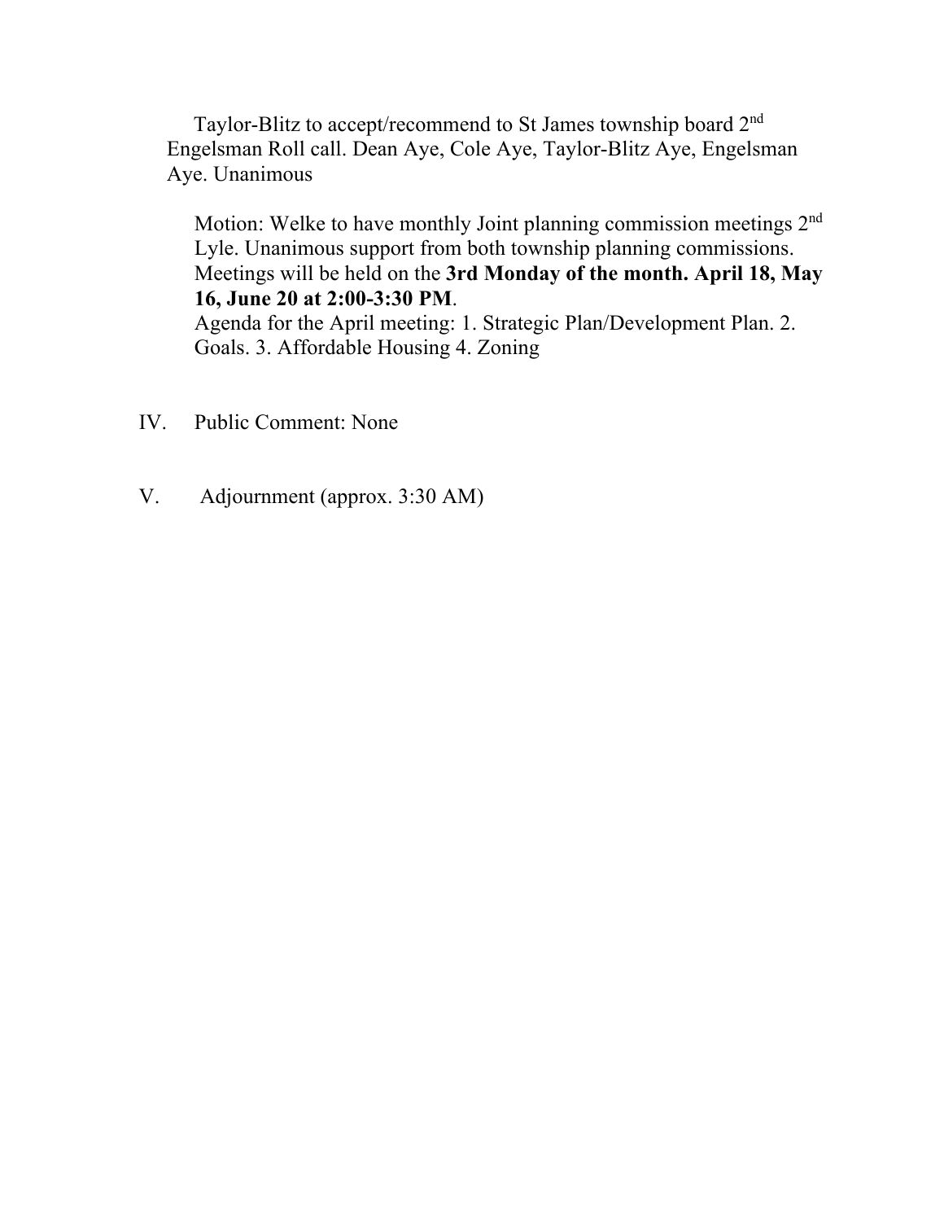Taylor-Blitz to accept/recommend to St James township board 2nd Engelsman Roll call. Dean Aye, Cole Aye, Taylor-Blitz Aye, Engelsman Aye. Unanimous

Motion: Welke to have monthly Joint planning commission meetings 2nd Lyle. Unanimous support from both township planning commissions. Meetings will be held on the **3rd Monday of the month. April 18, May 16, June 20 at 2:00-3:30 PM**.
Agenda for the April meeting: 1. Strategic Plan/Development Plan. 2. Goals. 3. Affordable Housing 4. Zoning

IV. Public Comment: None

V. Adjournment (approx. 3:30 AM)